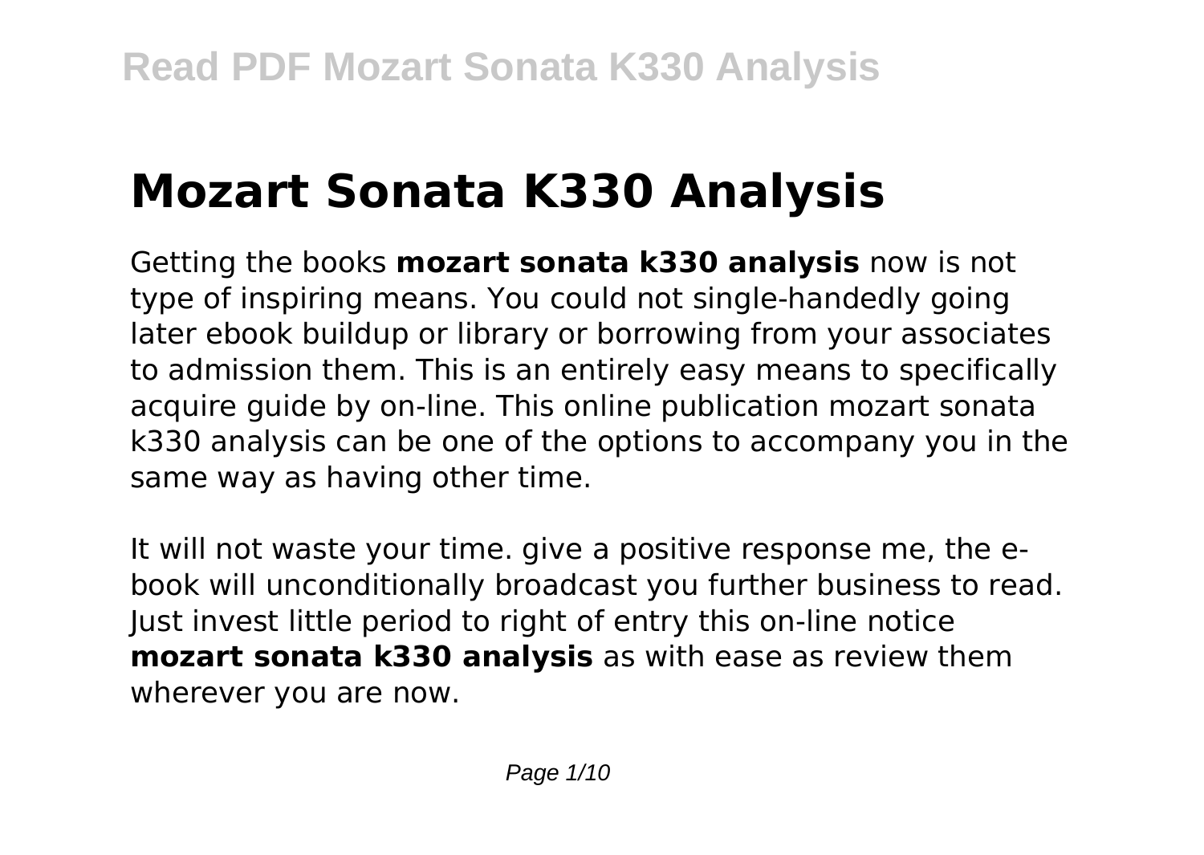# Mozart Sonata K330 Analysis

Getting the books **mozart sonata k330 analysis** now is not type of inspiring means. You could not single-handedly going later ebook buildup or library or borrowing from your associates to admission them. This is an entirely easy means to specifically acquire guide by on-line. This online publication mozart sonata k330 analysis can be one of the options to accompany you in the same way as having other time.

It will not waste your time. give a positive response me, the e-book will unconditionally broadcast you further business to read. Just invest little period to right of entry this on-line notice **mozart sonata k330 analysis** as with ease as review them wherever you are now.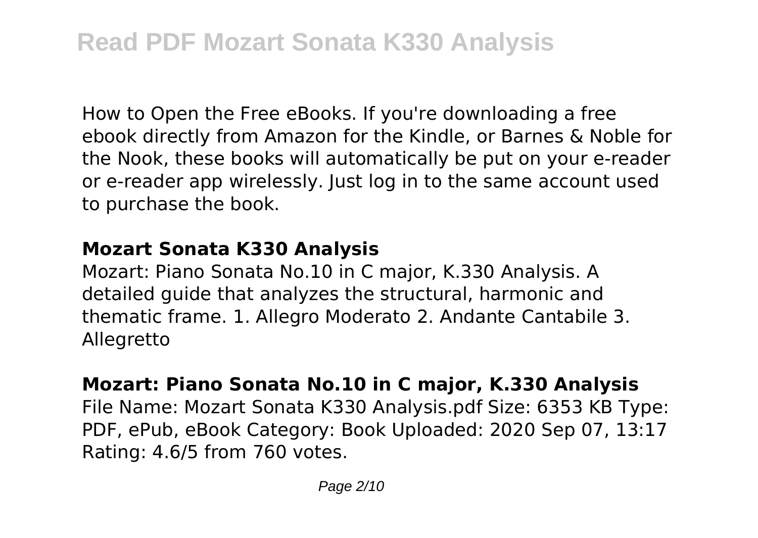How to Open the Free eBooks. If you're downloading a free ebook directly from Amazon for the Kindle, or Barnes & Noble for the Nook, these books will automatically be put on your e-reader or e-reader app wirelessly. Just log in to the same account used to purchase the book.

## Mozart Sonata K330 Analysis

Mozart: Piano Sonata No.10 in C major, K.330 Analysis. A detailed guide that analyzes the structural, harmonic and thematic frame. 1. Allegro Moderato 2. Andante Cantabile 3. Allegretto

## Mozart: Piano Sonata No.10 in C major, K.330 Analysis

File Name: Mozart Sonata K330 Analysis.pdf Size: 6353 KB Type: PDF, ePub, eBook Category: Book Uploaded: 2020 Sep 07, 13:17 Rating: 4.6/5 from 760 votes.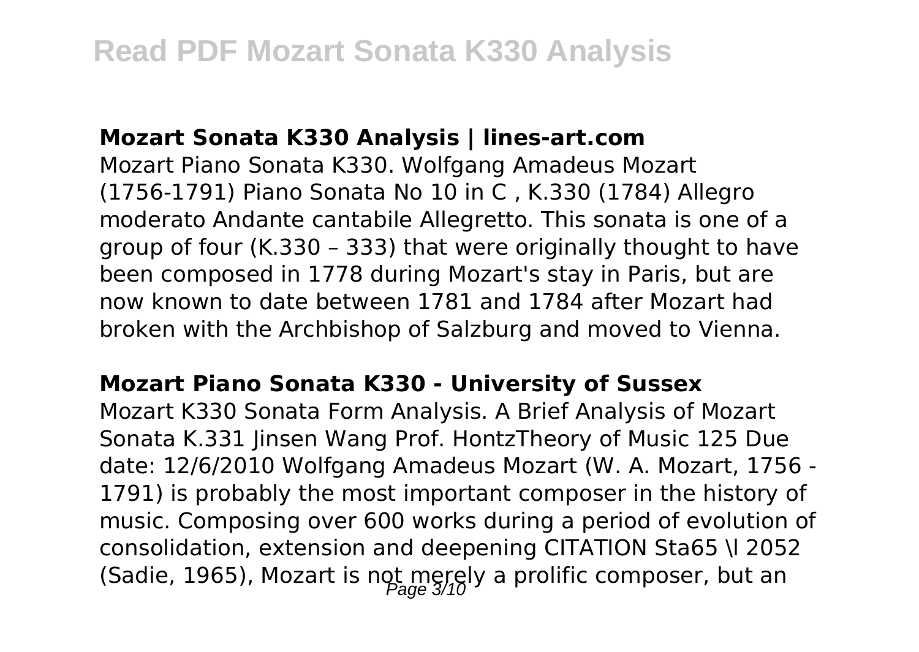**Mozart Sonata K330 Analysis | lines-art.com**

Mozart Piano Sonata K330. Wolfgang Amadeus Mozart (1756-1791) Piano Sonata No 10 in C , K.330 (1784) Allegro moderato Andante cantabile Allegretto. This sonata is one of a group of four (K.330 – 333) that were originally thought to have been composed in 1778 during Mozart's stay in Paris, but are now known to date between 1781 and 1784 after Mozart had broken with the Archbishop of Salzburg and moved to Vienna.

**Mozart Piano Sonata K330 - University of Sussex**

Mozart K330 Sonata Form Analysis. A Brief Analysis of Mozart Sonata K.331 Jinsen Wang Prof. HontzTheory of Music 125 Due date: 12/6/2010 Wolfgang Amadeus Mozart (W. A. Mozart, 1756 - 1791) is probably the most important composer in the history of music. Composing over 600 works during a period of evolution of consolidation, extension and deepening CITATION Sta65 \l 2052 (Sadie, 1965), Mozart is not merely a prolific composer, but an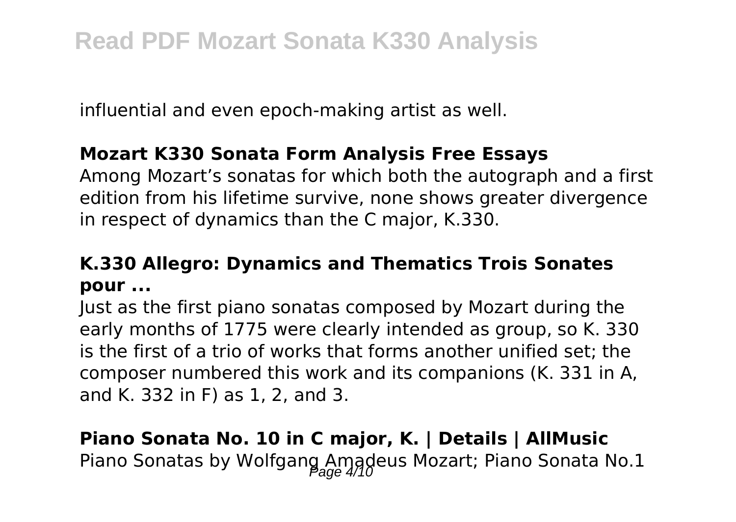influential and even epoch-making artist as well.

**Mozart K330 Sonata Form Analysis Free Essays**

Among Mozart's sonatas for which both the autograph and a first edition from his lifetime survive, none shows greater divergence in respect of dynamics than the C major, K.330.

**K.330 Allegro: Dynamics and Thematics Trois Sonates pour ...**

Just as the first piano sonatas composed by Mozart during the early months of 1775 were clearly intended as group, so K. 330 is the first of a trio of works that forms another unified set; the composer numbered this work and its companions (K. 331 in A, and K. 332 in F) as 1, 2, and 3.

**Piano Sonata No. 10 in C major, K. | Details | AllMusic**

Piano Sonatas by Wolfgang Amadeus Mozart; Piano Sonata No.1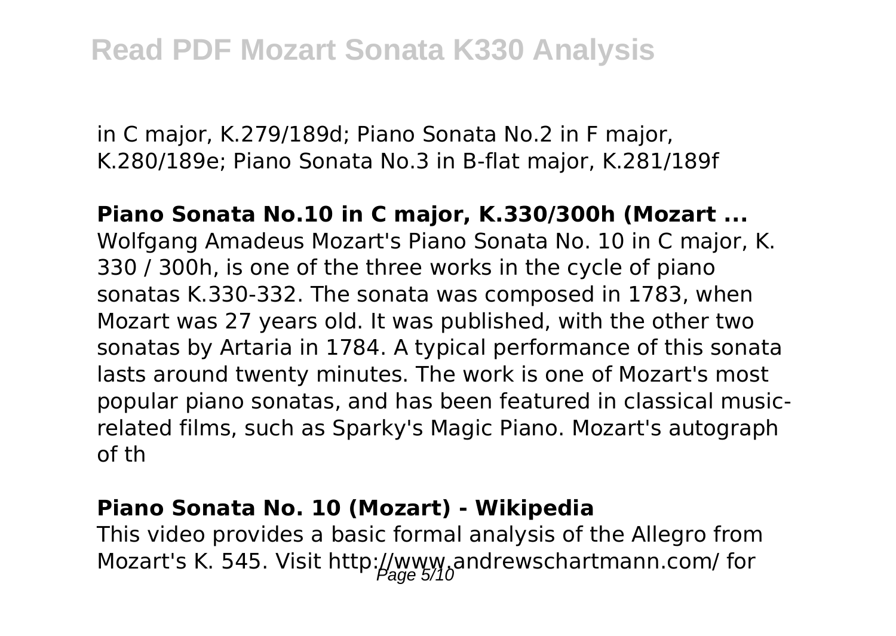in C major, K.279/189d; Piano Sonata No.2 in F major, K.280/189e; Piano Sonata No.3 in B-flat major, K.281/189f

**Piano Sonata No.10 in C major, K.330/300h (Mozart ...**

Wolfgang Amadeus Mozart's Piano Sonata No. 10 in C major, K. 330 / 300h, is one of the three works in the cycle of piano sonatas K.330-332. The sonata was composed in 1783, when Mozart was 27 years old. It was published, with the other two sonatas by Artaria in 1784. A typical performance of this sonata lasts around twenty minutes. The work is one of Mozart's most popular piano sonatas, and has been featured in classical music-related films, such as Sparky's Magic Piano. Mozart's autograph of th

**Piano Sonata No. 10 (Mozart) - Wikipedia**

This video provides a basic formal analysis of the Allegro from Mozart's K. 545. Visit http://www.andrewschartmann.com/ for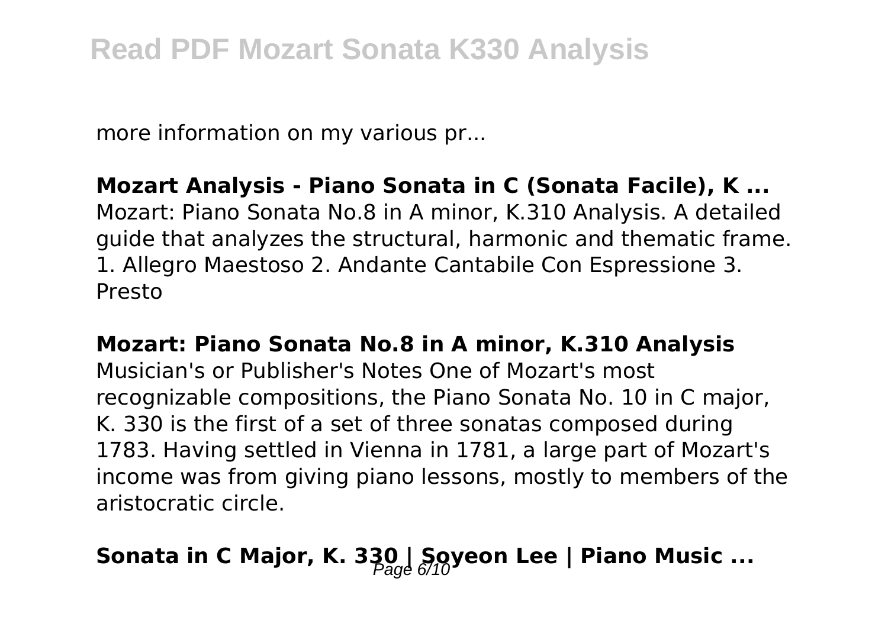more information on my various pr...

**Mozart Analysis - Piano Sonata in C (Sonata Facile), K ...**
Mozart: Piano Sonata No.8 in A minor, K.310 Analysis. A detailed guide that analyzes the structural, harmonic and thematic frame. 1. Allegro Maestoso 2. Andante Cantabile Con Espressione 3. Presto

**Mozart: Piano Sonata No.8 in A minor, K.310 Analysis**
Musician's or Publisher's Notes One of Mozart's most recognizable compositions, the Piano Sonata No. 10 in C major, K. 330 is the first of a set of three sonatas composed during 1783. Having settled in Vienna in 1781, a large part of Mozart's income was from giving piano lessons, mostly to members of the aristocratic circle.

**Sonata in C Major, K. 330 | Soyeon Lee | Piano Music ...**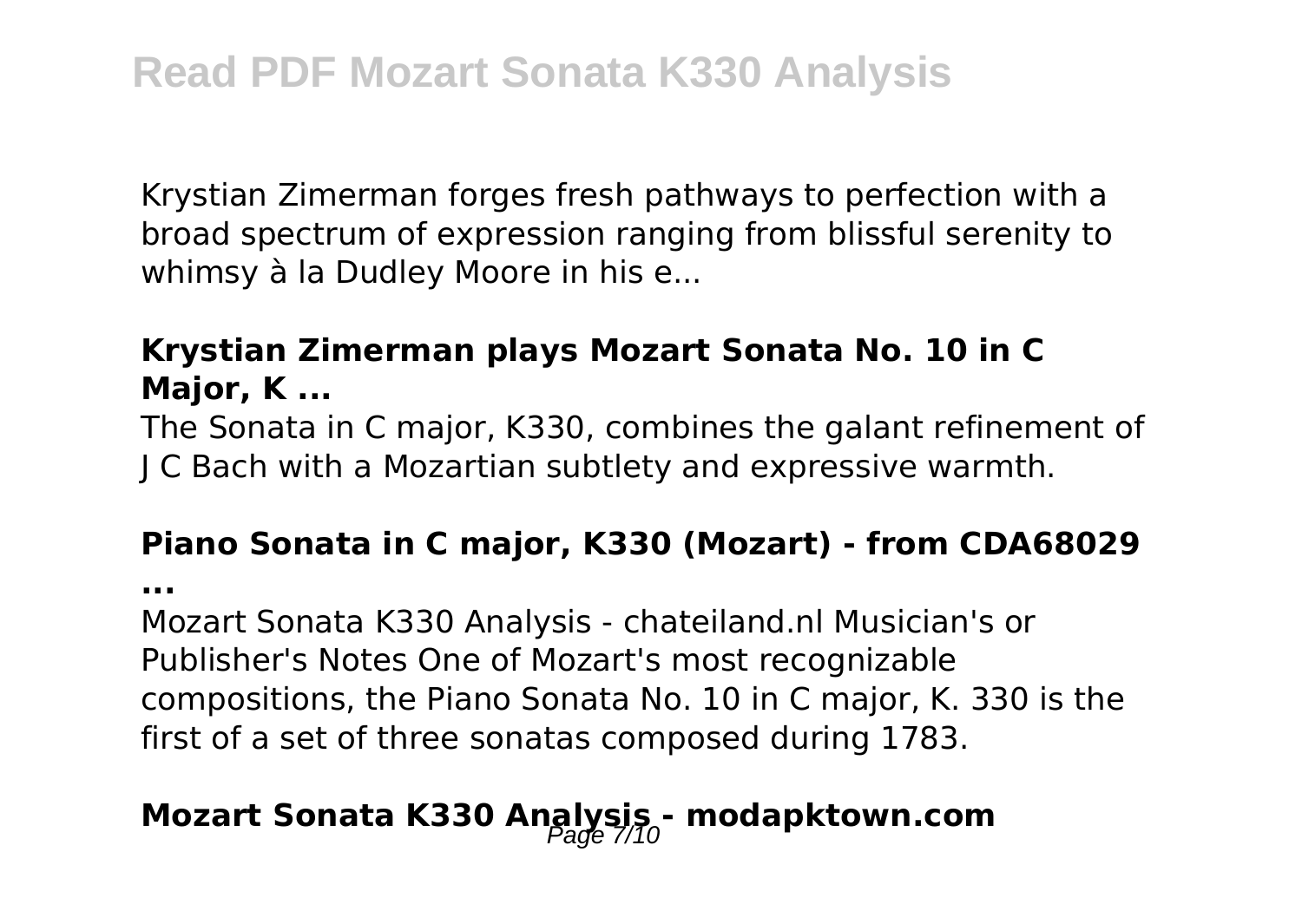Krystian Zimerman forges fresh pathways to perfection with a broad spectrum of expression ranging from blissful serenity to whimsy à la Dudley Moore in his e...

### Krystian Zimerman plays Mozart Sonata No. 10 in C Major, K ...

The Sonata in C major, K330, combines the galant refinement of J C Bach with a Mozartian subtlety and expressive warmth.

### Piano Sonata in C major, K330 (Mozart) - from CDA68029 ...

Mozart Sonata K330 Analysis - chateiland.nl Musician's or Publisher's Notes One of Mozart's most recognizable compositions, the Piano Sonata No. 10 in C major, K. 330 is the first of a set of three sonatas composed during 1783.

### Mozart Sonata K330 Analysis - modapktown.com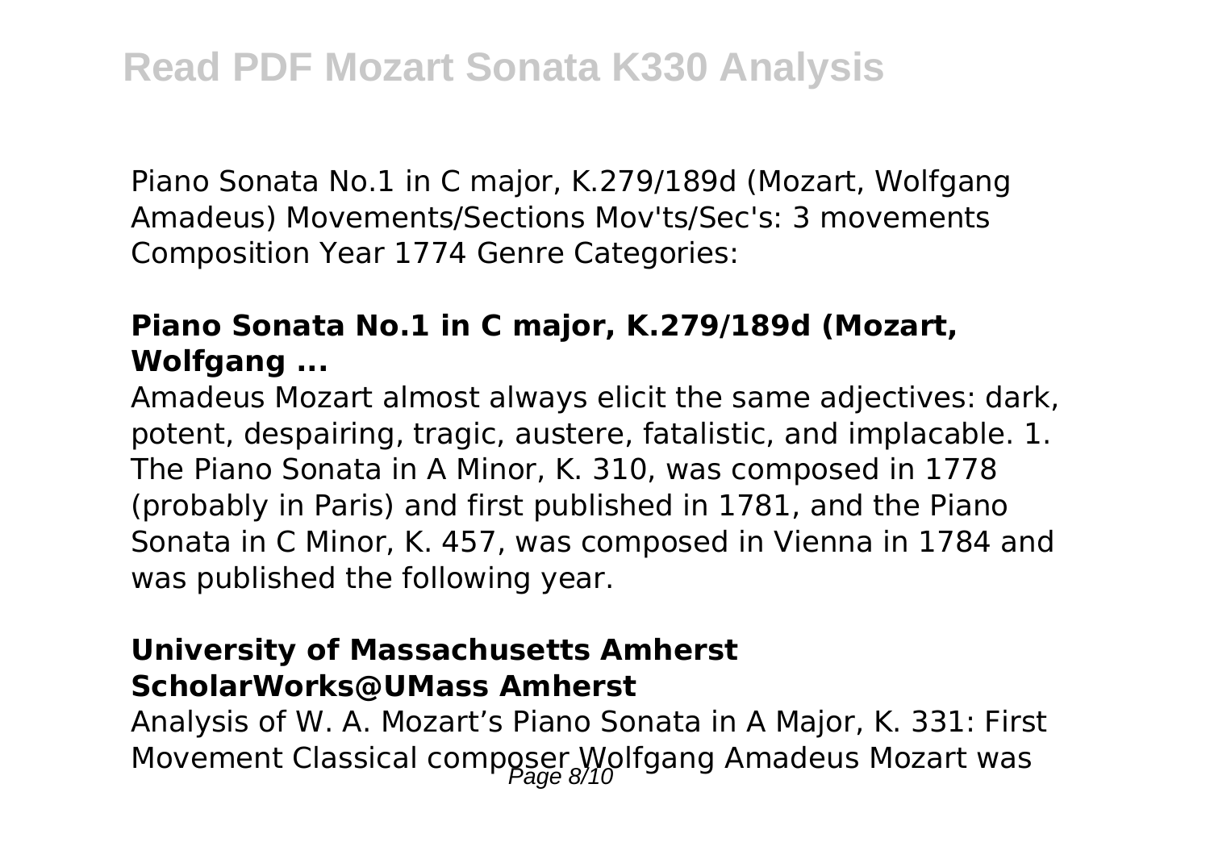Piano Sonata No.1 in C major, K.279/189d (Mozart, Wolfgang Amadeus) Movements/Sections Mov'ts/Sec's: 3 movements Composition Year 1774 Genre Categories:

### **Piano Sonata No.1 in C major, K.279/189d (Mozart, Wolfgang ...**

Amadeus Mozart almost always elicit the same adjectives: dark, potent, despairing, tragic, austere, fatalistic, and implacable. 1. The Piano Sonata in A Minor, K. 310, was composed in 1778 (probably in Paris) and first published in 1781, and the Piano Sonata in C Minor, K. 457, was composed in Vienna in 1784 and was published the following year.

### **University of Massachusetts Amherst ScholarWorks@UMass Amherst**

Analysis of W. A. Mozart's Piano Sonata in A Major, K. 331: First Movement Classical composer Wolfgang Amadeus Mozart was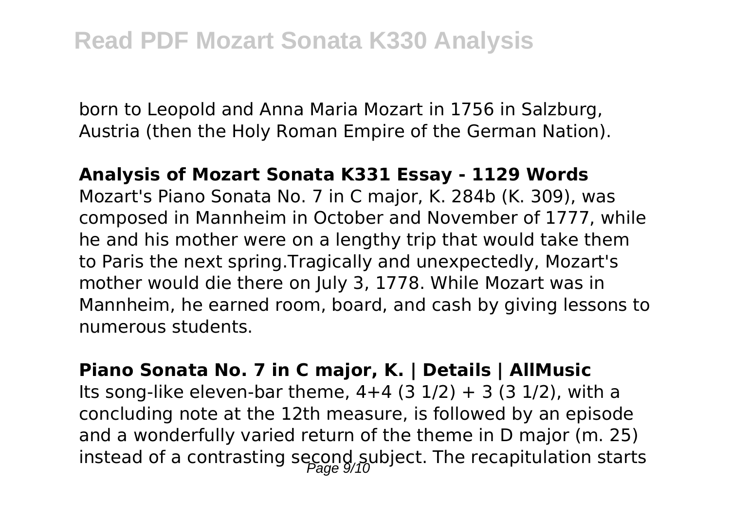born to Leopold and Anna Maria Mozart in 1756 in Salzburg, Austria (then the Holy Roman Empire of the German Nation).

**Analysis of Mozart Sonata K331 Essay - 1129 Words**

Mozart's Piano Sonata No. 7 in C major, K. 284b (K. 309), was composed in Mannheim in October and November of 1777, while he and his mother were on a lengthy trip that would take them to Paris the next spring.Tragically and unexpectedly, Mozart's mother would die there on July 3, 1778. While Mozart was in Mannheim, he earned room, board, and cash by giving lessons to numerous students.

**Piano Sonata No. 7 in C major, K. | Details | AllMusic**

Its song-like eleven-bar theme, 4+4 (3 1/2) + 3 (3 1/2), with a concluding note at the 12th measure, is followed by an episode and a wonderfully varied return of the theme in D major (m. 25) instead of a contrasting second subject. The recapitulation starts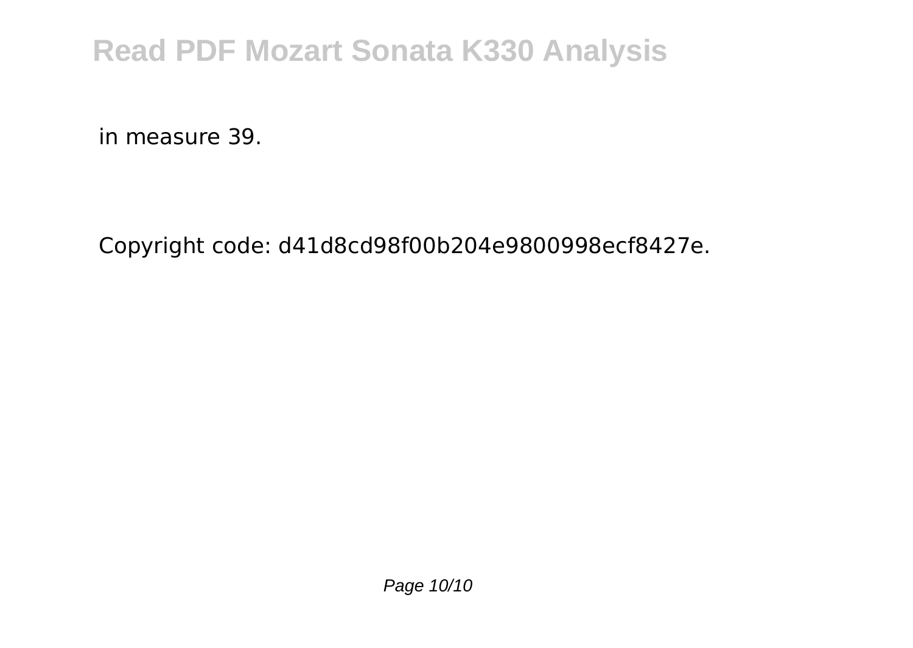in measure 39.

Copyright code: d41d8cd98f00b204e9800998ecf8427e.